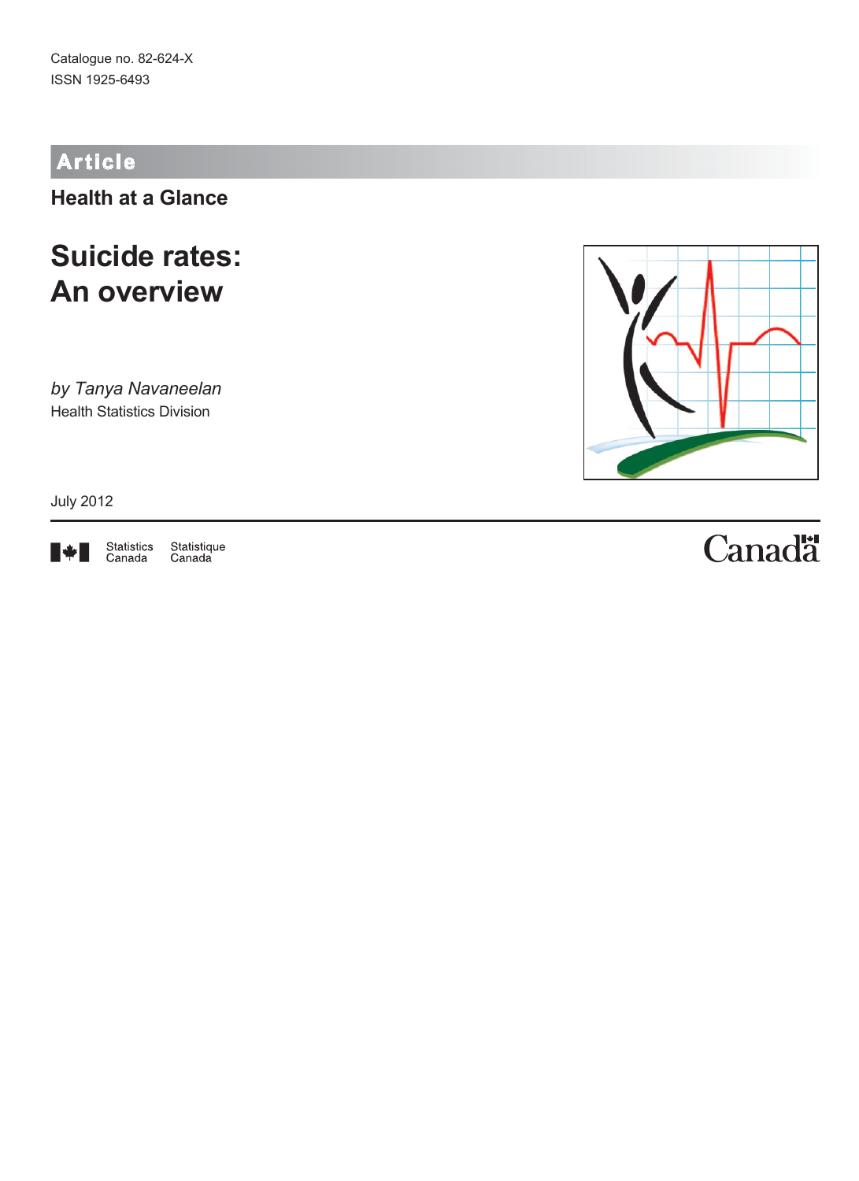Catalogue no. 82-624-X
ISSN 1925-6493

**Article**

## Health at a Glance

# Suicide rates: An overview

*by Tanya Navaneelan*
Health Statistics Division

July 2012

Statistics Canada Statistique Canada

Canada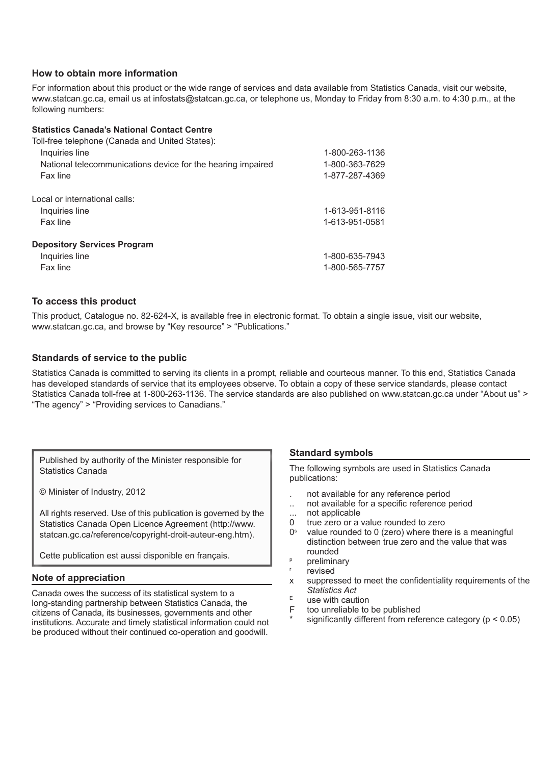### How to obtain more information

For information about this product or the wide range of services and data available from Statistics Canada, visit our website, www.statcan.gc.ca, email us at infostats@statcan.gc.ca, or telephone us, Monday to Friday from 8:30 a.m. to 4:30 p.m., at the following numbers:

**Statistics Canada's National Contact Centre**

Toll-free telephone (Canada and United States):

| | |
|---|---|
| Inquiries line | 1-800-263-1136 |
| National telecommunications device for the hearing impaired | 1-800-363-7629 |
| Fax line | 1-877-287-4369 |

Local or international calls:

| | |
|---|---|
| Inquiries line | 1-613-951-8116 |
| Fax line | 1-613-951-0581 |

**Depository Services Program**

| | |
|---|---|
| Inquiries line | 1-800-635-7943 |
| Fax line | 1-800-565-7757 |

### To access this product

This product, Catalogue no. 82-624-X, is available free in electronic format. To obtain a single issue, visit our website, www.statcan.gc.ca, and browse by "Key resource" > "Publications."

### Standards of service to the public

Statistics Canada is committed to serving its clients in a prompt, reliable and courteous manner. To this end, Statistics Canada has developed standards of service that its employees observe. To obtain a copy of these service standards, please contact Statistics Canada toll-free at 1-800-263-1136. The service standards are also published on www.statcan.gc.ca under "About us" > "The agency" > "Providing services to Canadians."

Published by authority of the Minister responsible for Statistics Canada

© Minister of Industry, 2012

All rights reserved. Use of this publication is governed by the Statistics Canada Open Licence Agreement (http://www.statcan.gc.ca/reference/copyright-droit-auteur-eng.htm).

Cette publication est aussi disponible en français.

### Note of appreciation

Canada owes the success of its statistical system to a long-standing partnership between Statistics Canada, the citizens of Canada, its businesses, governments and other institutions. Accurate and timely statistical information could not be produced without their continued co-operation and goodwill.

### Standard symbols

The following symbols are used in Statistics Canada publications:

- . not available for any reference period
- .. not available for a specific reference period
- ... not applicable
- 0 true zero or a value rounded to zero
- $0^s$ value rounded to 0 (zero) where there is a meaningful distinction between true zero and the value that was rounded
- $^p$ preliminary
- $^r$ revised
- x suppressed to meet the confidentiality requirements of the *Statistics Act*
- $^E$ use with caution
- F too unreliable to be published
- * significantly different from reference category ($p < 0.05$)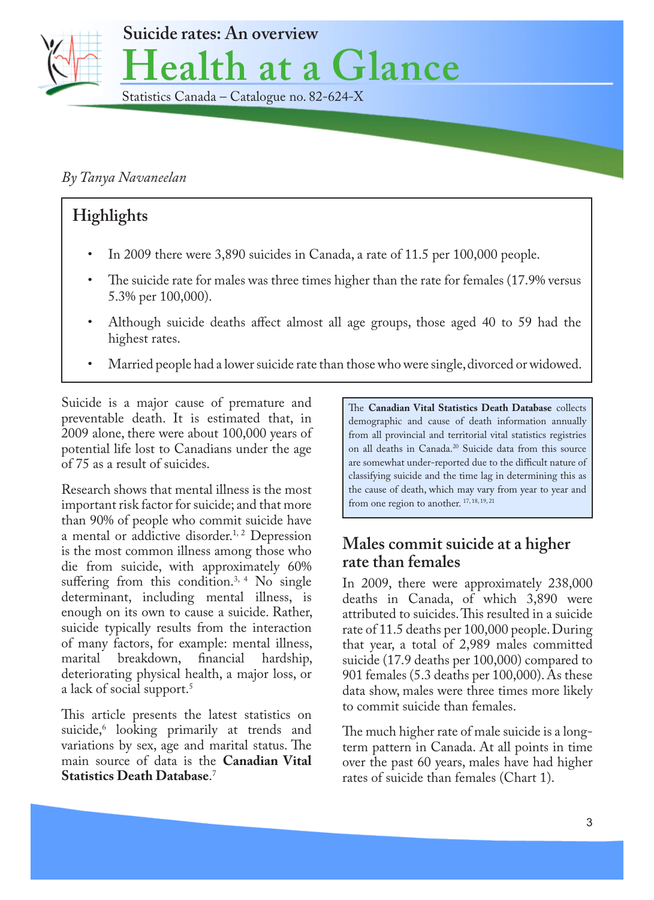# Suicide rates: An overview

## Health at a Glance

Statistics Canada – Catalogue no. 82-624-X

*By Tanya Navaneelan*

### Highlights

- In 2009 there were 3,890 suicides in Canada, a rate of 11.5 per 100,000 people.
- The suicide rate for males was three times higher than the rate for females (17.9% versus 5.3% per 100,000).
- Although suicide deaths affect almost all age groups, those aged 40 to 59 had the highest rates.
- Married people had a lower suicide rate than those who were single, divorced or widowed.

Suicide is a major cause of premature and preventable death. It is estimated that, in 2009 alone, there were about 100,000 years of potential life lost to Canadians under the age of 75 as a result of suicides.

Research shows that mental illness is the most important risk factor for suicide; and that more than 90% of people who commit suicide have a mental or addictive disorder.[1, 2] Depression is the most common illness among those who die from suicide, with approximately 60% suffering from this condition.[3, 4] No single determinant, including mental illness, is enough on its own to cause a suicide. Rather, suicide typically results from the interaction of many factors, for example: mental illness, marital breakdown, financial hardship, deteriorating physical health, a major loss, or a lack of social support.[5]

This article presents the latest statistics on suicide,[6] looking primarily at trends and variations by sex, age and marital status. The main source of data is the **Canadian Vital Statistics Death Database**.[7]

The **Canadian Vital Statistics Death Database** collects demographic and cause of death information annually from all provincial and territorial vital statistics registries on all deaths in Canada.[20] Suicide data from this source are somewhat under-reported due to the difficult nature of classifying suicide and the time lag in determining this as the cause of death, which may vary from year to year and from one region to another.[17, 18, 19, 21]

### Males commit suicide at a higher rate than females

In 2009, there were approximately 238,000 deaths in Canada, of which 3,890 were attributed to suicides. This resulted in a suicide rate of 11.5 deaths per 100,000 people. During that year, a total of 2,989 males committed suicide (17.9 deaths per 100,000) compared to 901 females (5.3 deaths per 100,000). As these data show, males were three times more likely to commit suicide than females.

The much higher rate of male suicide is a long-term pattern in Canada. At all points in time over the past 60 years, males have had higher rates of suicide than females (Chart 1).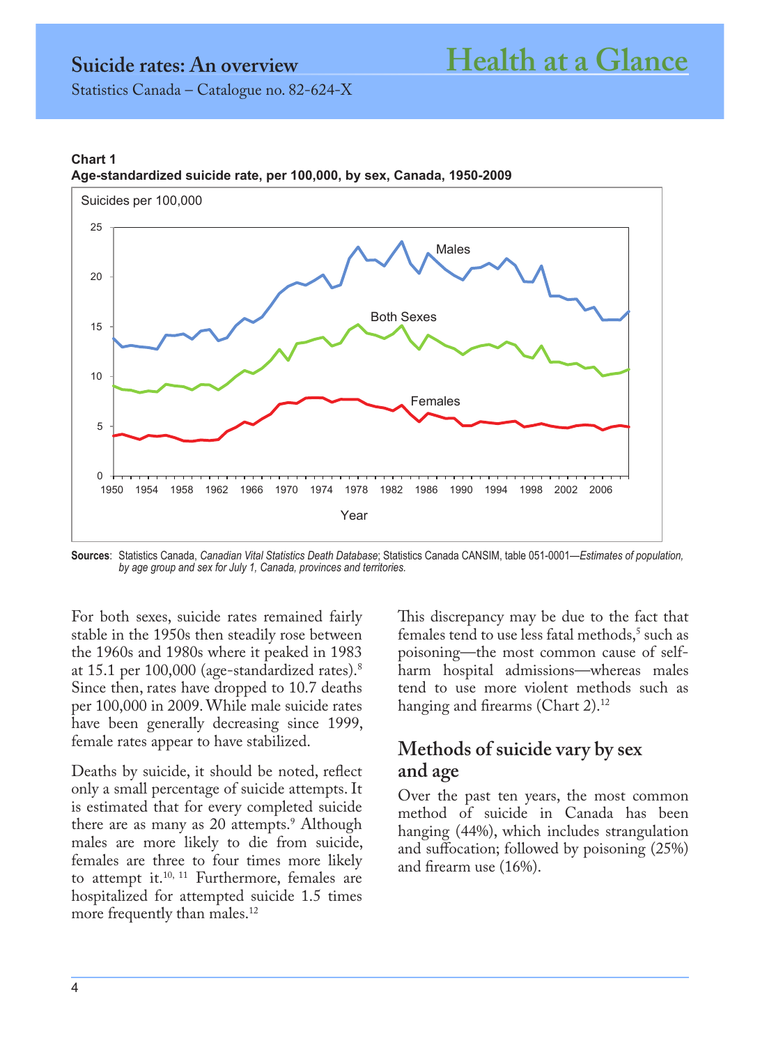**Chart 1**
**Age-standardized suicide rate, per 100,000, by sex, Canada, 1950-2009**

**Sources**: Statistics Canada, *Canadian Vital Statistics Death Database*; Statistics Canada CANSIM, table 051-0001—*Estimates of population, by age group and sex for July 1, Canada, provinces and territories.*

For both sexes, suicide rates remained fairly stable in the 1950s then steadily rose between the 1960s and 1980s where it peaked in 1983 at 15.1 per 100,000 (age-standardized rates).[8] Since then, rates have dropped to 10.7 deaths per 100,000 in 2009. While male suicide rates have been generally decreasing since 1999, female rates appear to have stabilized.

Deaths by suicide, it should be noted, reflect only a small percentage of suicide attempts. It is estimated that for every completed suicide there are as many as 20 attempts.[9] Although males are more likely to die from suicide, females are three to four times more likely to attempt it.[10, 11] Furthermore, females are hospitalized for attempted suicide 1.5 times more frequently than males.[12]

This discrepancy may be due to the fact that females tend to use less fatal methods,[5] such as poisoning—the most common cause of self-harm hospital admissions—whereas males tend to use more violent methods such as hanging and firearms (Chart 2).[12]

## Methods of suicide vary by sex and age

Over the past ten years, the most common method of suicide in Canada has been hanging (44%), which includes strangulation and suffocation; followed by poisoning (25%) and firearm use (16%).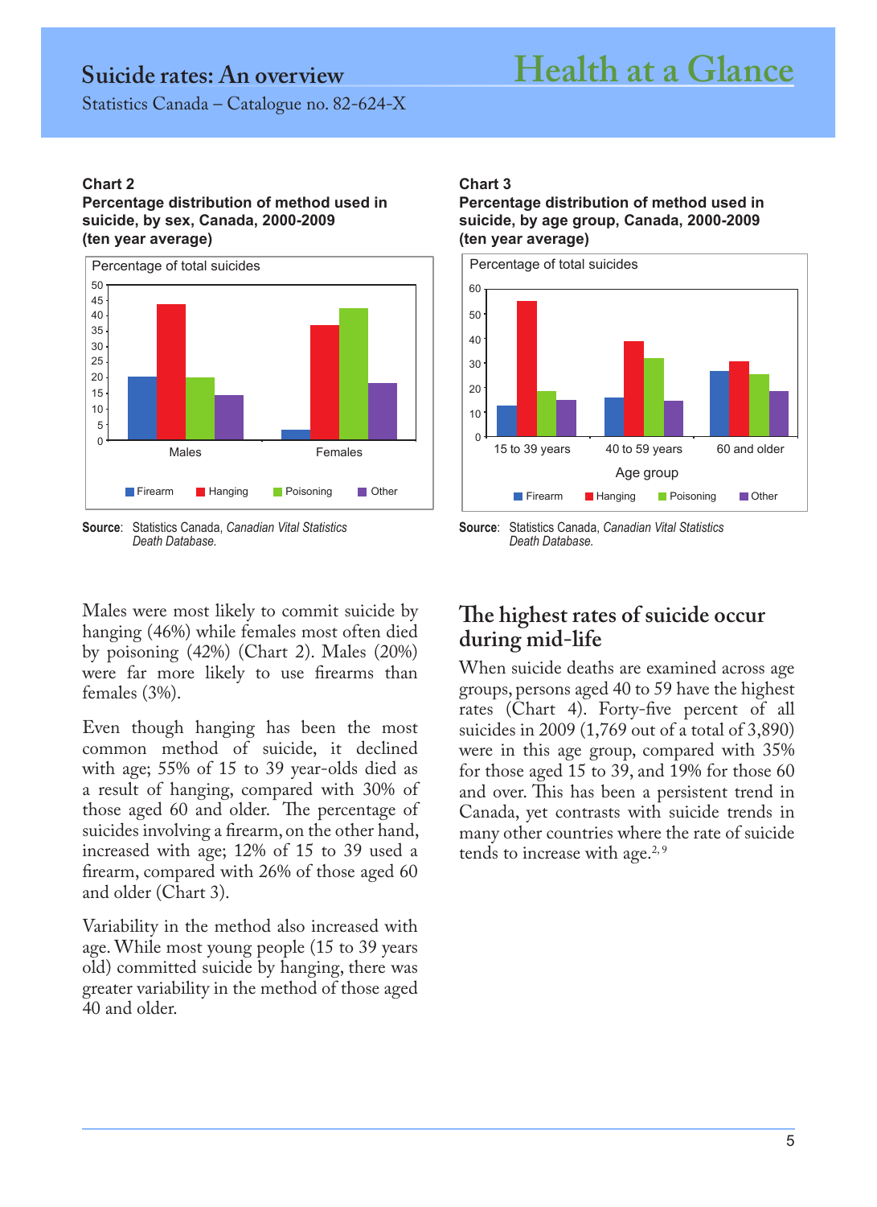**Chart 2**
**Percentage distribution of method used in suicide, by sex, Canada, 2000-2009 (ten year average)**

Percentage of total suicides

Males, Females

Firearm, Hanging, Poisoning, Other

**Source**: Statistics Canada, *Canadian Vital Statistics Death Database.*

**Chart 3**
**Percentage distribution of method used in suicide, by age group, Canada, 2000-2009 (ten year average)**

Percentage of total suicides

15 to 39 years, 40 to 59 years, 60 and older

Age group

Firearm, Hanging, Poisoning, Other

**Source**: Statistics Canada, *Canadian Vital Statistics Death Database.*

Males were most likely to commit suicide by hanging (46%) while females most often died by poisoning (42%) (Chart 2). Males (20%) were far more likely to use firearms than females (3%).

Even though hanging has been the most common method of suicide, it declined with age; 55% of 15 to 39 year-olds died as a result of hanging, compared with 30% of those aged 60 and older. The percentage of suicides involving a firearm, on the other hand, increased with age; 12% of 15 to 39 used a firearm, compared with 26% of those aged 60 and older (Chart 3).

Variability in the method also increased with age. While most young people (15 to 39 years old) committed suicide by hanging, there was greater variability in the method of those aged 40 and older.

## The highest rates of suicide occur during mid-life

When suicide deaths are examined across age groups, persons aged 40 to 59 have the highest rates (Chart 4). Forty-five percent of all suicides in 2009 (1,769 out of a total of 3,890) were in this age group, compared with 35% for those aged 15 to 39, and 19% for those 60 and over. This has been a persistent trend in Canada, yet contrasts with suicide trends in many other countries where the rate of suicide tends to increase with age.[2, 9]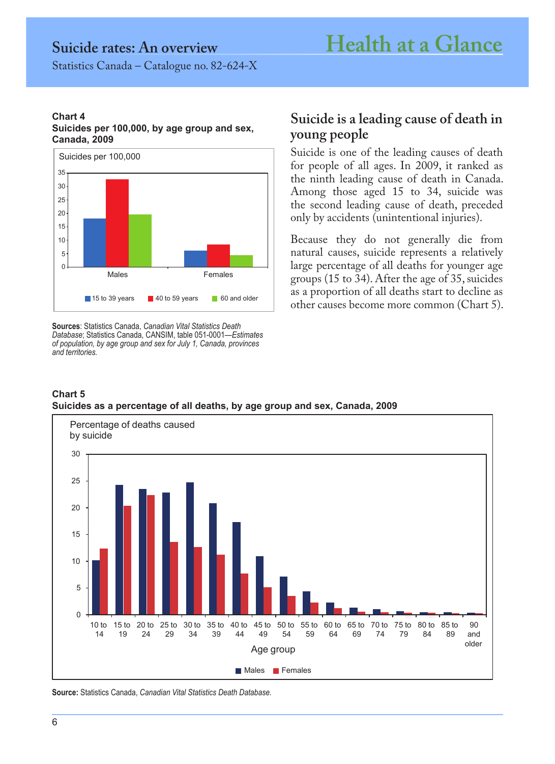**Chart 4**
**Suicides per 100,000, by age group and sex, Canada, 2009**

**Sources**: Statistics Canada, *Canadian Vital Statistics Death Database*; Statistics Canada, CANSIM, table 051-0001—*Estimates of population, by age group and sex for July 1, Canada, provinces and territories.*

## Suicide is a leading cause of death in young people

Suicide is one of the leading causes of death for people of all ages. In 2009, it ranked as the ninth leading cause of death in Canada. Among those aged 15 to 34, suicide was the second leading cause of death, preceded only by accidents (unintentional injuries).

Because they do not generally die from natural causes, suicide represents a relatively large percentage of all deaths for younger age groups (15 to 34). After the age of 35, suicides as a proportion of all deaths start to decline as other causes become more common (Chart 5).

**Chart 5**
**Suicides as a percentage of all deaths, by age group and sex, Canada, 2009**

**Source:** Statistics Canada, *Canadian Vital Statistics Death Database.*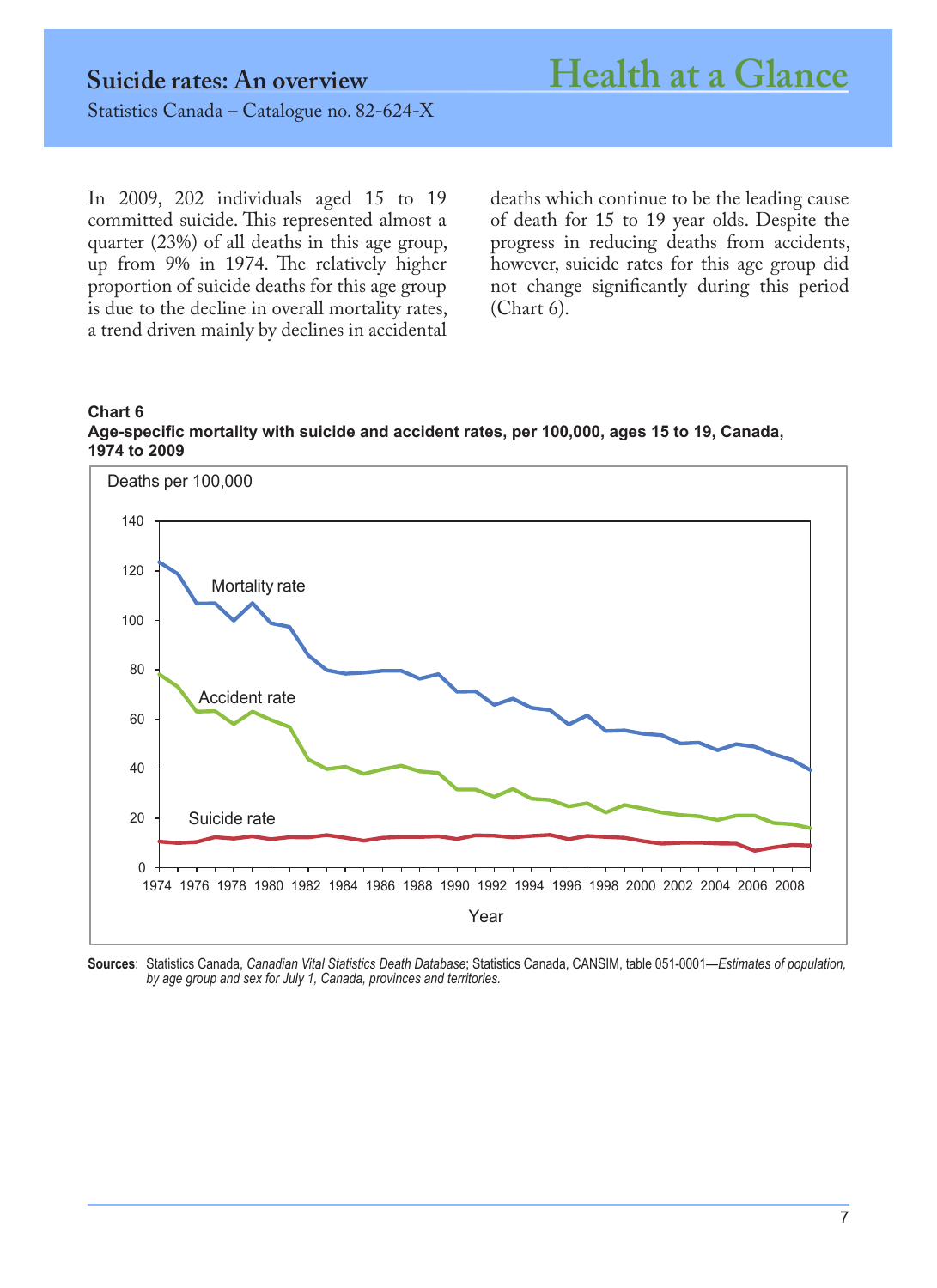In 2009, 202 individuals aged 15 to 19 committed suicide. This represented almost a quarter (23%) of all deaths in this age group, up from 9% in 1974. The relatively higher proportion of suicide deaths for this age group is due to the decline in overall mortality rates, a trend driven mainly by declines in accidental deaths which continue to be the leading cause of death for 15 to 19 year olds. Despite the progress in reducing deaths from accidents, however, suicide rates for this age group did not change significantly during this period (Chart 6).

**Chart 6**
**Age-specific mortality with suicide and accident rates, per 100,000, ages 15 to 19, Canada, 1974 to 2009**

**Sources**: Statistics Canada, *Canadian Vital Statistics Death Database*; Statistics Canada, CANSIM, table 051-0001—*Estimates of population, by age group and sex for July 1, Canada, provinces and territories.*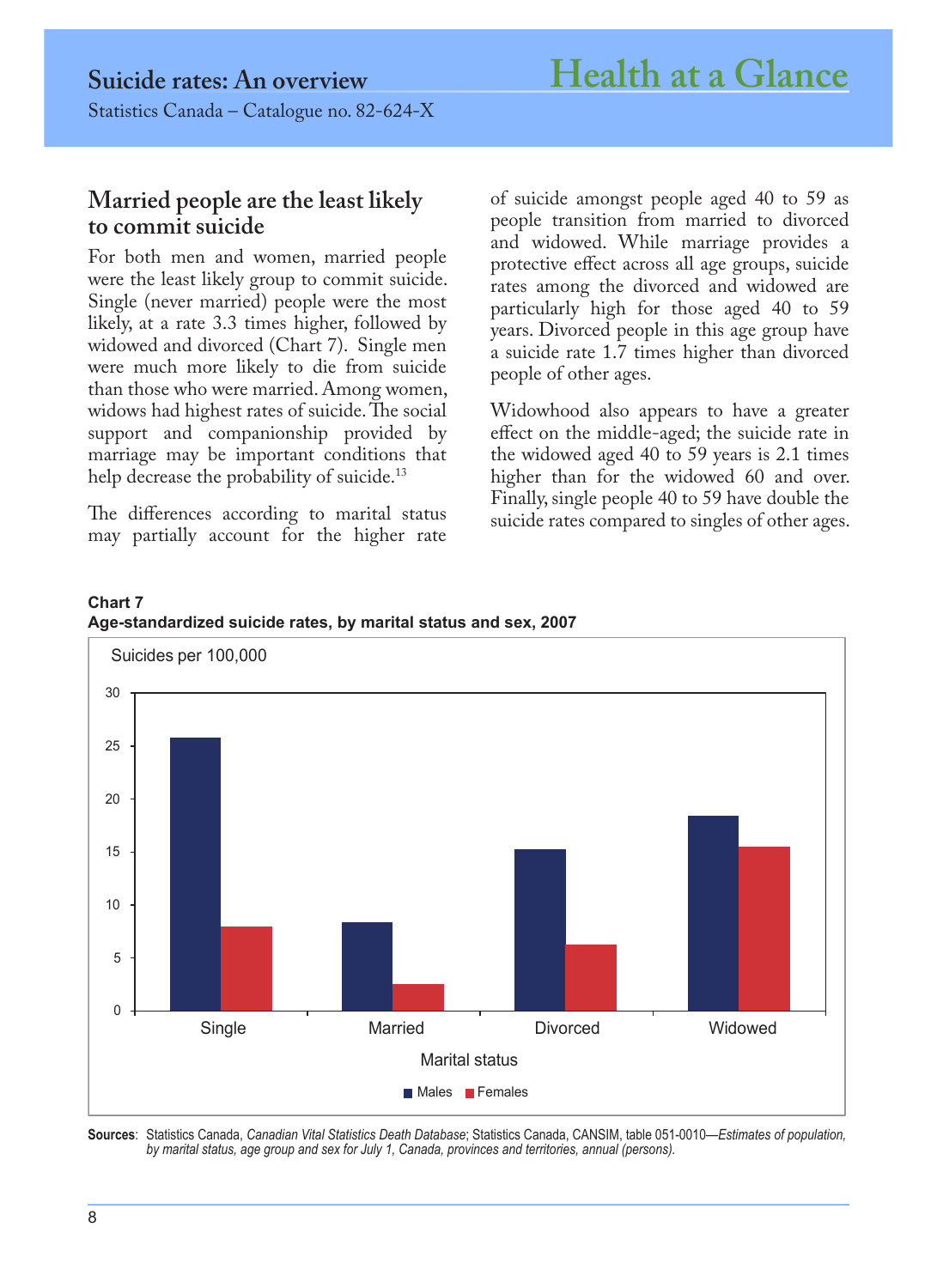## Married people are the least likely to commit suicide

For both men and women, married people were the least likely group to commit suicide. Single (never married) people were the most likely, at a rate 3.3 times higher, followed by widowed and divorced (Chart 7). Single men were much more likely to die from suicide than those who were married. Among women, widows had highest rates of suicide. The social support and companionship provided by marriage may be important conditions that help decrease the probability of suicide.[13]

The differences according to marital status may partially account for the higher rate of suicide amongst people aged 40 to 59 as people transition from married to divorced and widowed. While marriage provides a protective effect across all age groups, suicide rates among the divorced and widowed are particularly high for those aged 40 to 59 years. Divorced people in this age group have a suicide rate 1.7 times higher than divorced people of other ages.

Widowhood also appears to have a greater effect on the middle-aged; the suicide rate in the widowed aged 40 to 59 years is 2.1 times higher than for the widowed 60 and over. Finally, single people 40 to 59 have double the suicide rates compared to singles of other ages.

**Chart 7**
**Age-standardized suicide rates, by marital status and sex, 2007**

Suicides per 100,000

| Marital status | Males | Females |
|---|---|---|
| Single | 25.8 | 7.9 |
| Married | 8.3 | 2.5 |
| Divorced | 15.2 | 6.2 |
| Widowed | 18.4 | 15.5 |

**Sources**: Statistics Canada, *Canadian Vital Statistics Death Database*; Statistics Canada, CANSIM, table 051-0010—*Estimates of population, by marital status, age group and sex for July 1, Canada, provinces and territories, annual (persons).*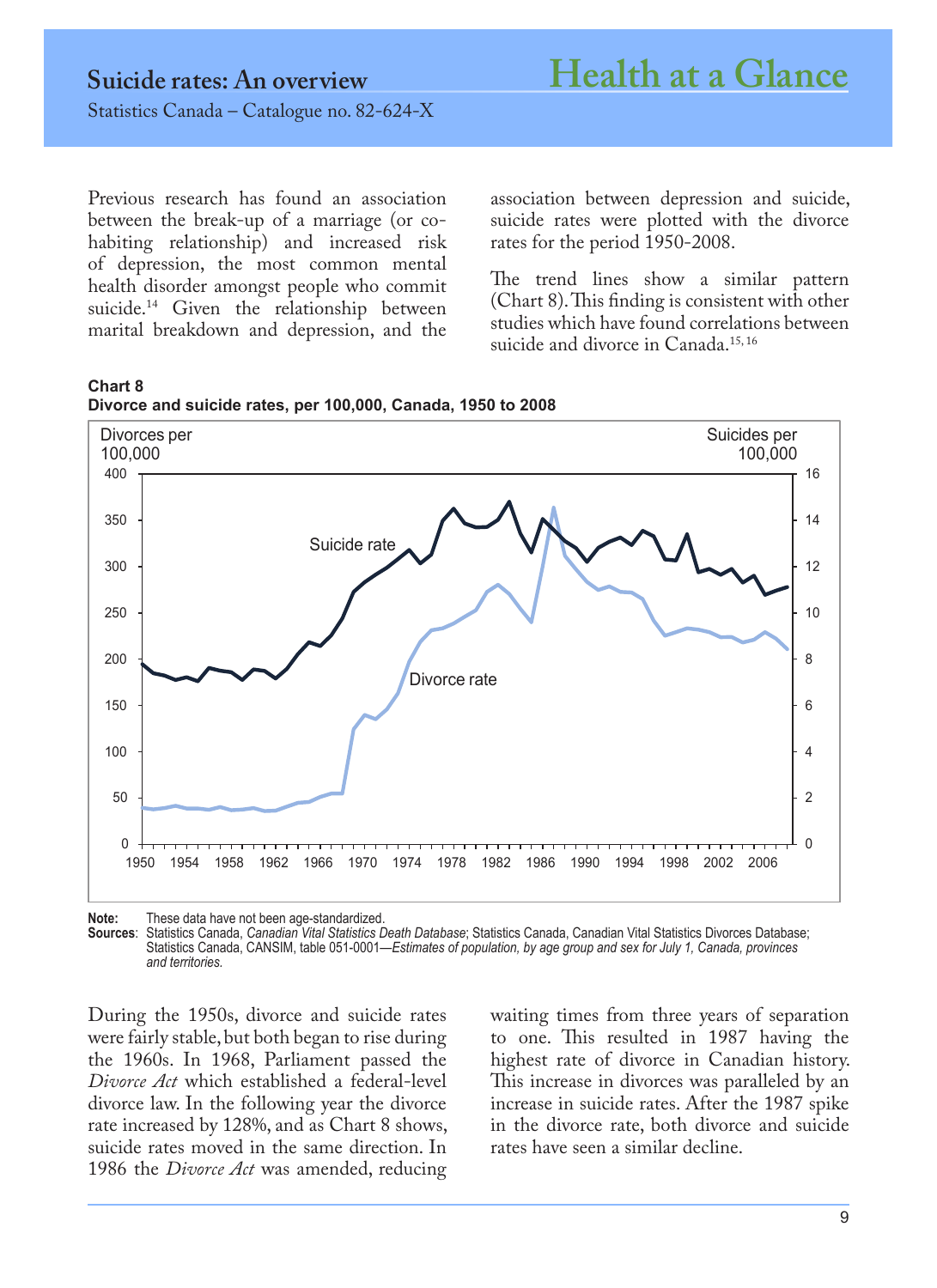Previous research has found an association between the break-up of a marriage (or co-habiting relationship) and increased risk of depression, the most common mental health disorder amongst people who commit suicide.[14] Given the relationship between marital breakdown and depression, and the association between depression and suicide, suicide rates were plotted with the divorce rates for the period 1950-2008.

The trend lines show a similar pattern (Chart 8). This finding is consistent with other studies which have found correlations between suicide and divorce in Canada.[15, 16]

**Chart 8**
**Divorce and suicide rates, per 100,000, Canada, 1950 to 2008**

**Note:** These data have not been age-standardized.
**Sources:** Statistics Canada, *Canadian Vital Statistics Death Database*; Statistics Canada, Canadian Vital Statistics Divorces Database; Statistics Canada, CANSIM, table 051-0001—*Estimates of population, by age group and sex for July 1, Canada, provinces and territories.*

During the 1950s, divorce and suicide rates were fairly stable, but both began to rise during the 1960s. In 1968, Parliament passed the *Divorce Act* which established a federal-level divorce law. In the following year the divorce rate increased by 128%, and as Chart 8 shows, suicide rates moved in the same direction. In 1986 the *Divorce Act* was amended, reducing waiting times from three years of separation to one. This resulted in 1987 having the highest rate of divorce in Canadian history. This increase in divorces was paralleled by an increase in suicide rates. After the 1987 spike in the divorce rate, both divorce and suicide rates have seen a similar decline.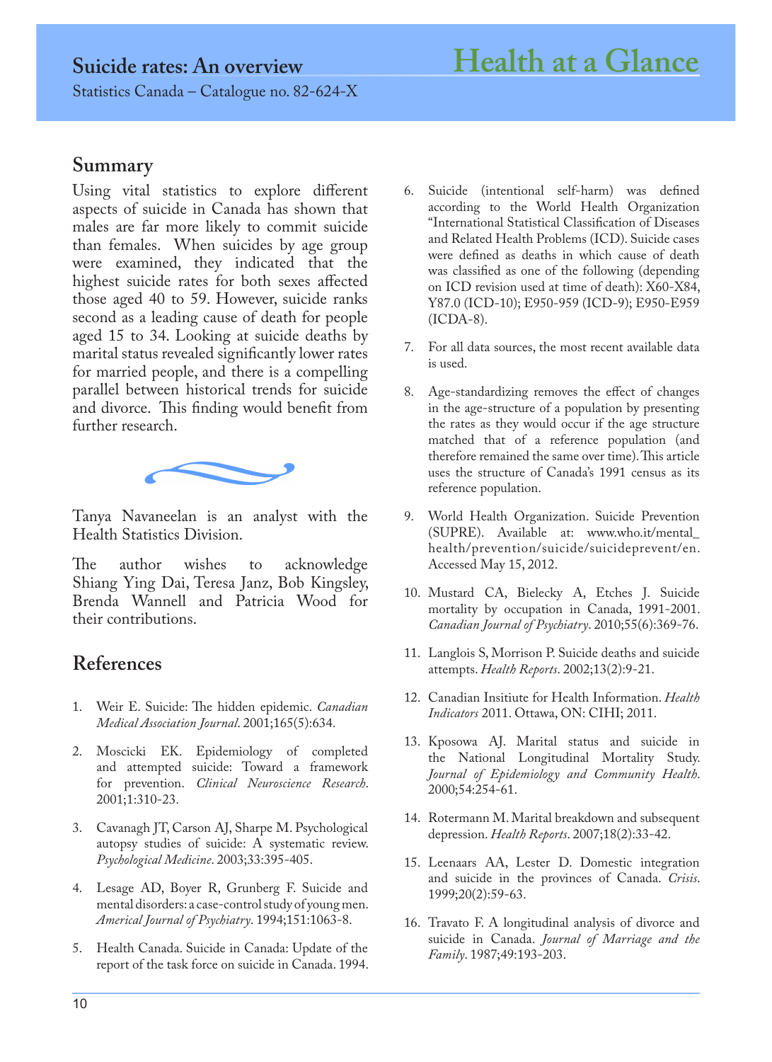## Summary

Using vital statistics to explore different aspects of suicide in Canada has shown that males are far more likely to commit suicide than females. When suicides by age group were examined, they indicated that the highest suicide rates for both sexes affected those aged 40 to 59. However, suicide ranks second as a leading cause of death for people aged 15 to 34. Looking at suicide deaths by marital status revealed significantly lower rates for married people, and there is a compelling parallel between historical trends for suicide and divorce. This finding would benefit from further research.

Tanya Navaneelan is an analyst with the Health Statistics Division.

The author wishes to acknowledge Shiang Ying Dai, Teresa Janz, Bob Kingsley, Brenda Wannell and Patricia Wood for their contributions.

## References

1. Weir E. Suicide: The hidden epidemic. *Canadian Medical Association Journal*. 2001;165(5):634.
2. Moscicki EK. Epidemiology of completed and attempted suicide: Toward a framework for prevention. *Clinical Neuroscience Research*. 2001;1:310-23.
3. Cavanagh JT, Carson AJ, Sharpe M. Psychological autopsy studies of suicide: A systematic review. *Psychological Medicine*. 2003;33:395-405.
4. Lesage AD, Boyer R, Grunberg F. Suicide and mental disorders: a case-control study of young men. *Americal Journal of Psychiatry*. 1994;151:1063-8.
5. Health Canada. Suicide in Canada: Update of the report of the task force on suicide in Canada. 1994.
6. Suicide (intentional self-harm) was defined according to the World Health Organization "International Statistical Classification of Diseases and Related Health Problems (ICD). Suicide cases were defined as deaths in which cause of death was classified as one of the following (depending on ICD revision used at time of death): X60-X84, Y87.0 (ICD-10); E950-959 (ICD-9); E950-E959 (ICDA-8).
7. For all data sources, the most recent available data is used.
8. Age-standardizing removes the effect of changes in the age-structure of a population by presenting the rates as they would occur if the age structure matched that of a reference population (and therefore remained the same over time). This article uses the structure of Canada's 1991 census as its reference population.
9. World Health Organization. Suicide Prevention (SUPRE). Available at: www.who.it/mental_health/prevention/suicide/suicideprevent/en. Accessed May 15, 2012.
10. Mustard CA, Bielecky A, Etches J. Suicide mortality by occupation in Canada, 1991-2001. *Canadian Journal of Psychiatry*. 2010;55(6):369-76.
11. Langlois S, Morrison P. Suicide deaths and suicide attempts. *Health Reports*. 2002;13(2):9-21.
12. Canadian Insitiute for Health Information. *Health Indicators* 2011. Ottawa, ON: CIHI; 2011.
13. Kposowa AJ. Marital status and suicide in the National Longitudinal Mortality Study. *Journal of Epidemiology and Community Health*. 2000;54:254-61.
14. Rotermann M. Marital breakdown and subsequent depression. *Health Reports*. 2007;18(2):33-42.
15. Leenaars AA, Lester D. Domestic integration and suicide in the provinces of Canada. *Crisis*. 1999;20(2):59-63.
16. Travato F. A longitudinal analysis of divorce and suicide in Canada. *Journal of Marriage and the Family*. 1987;49:193-203.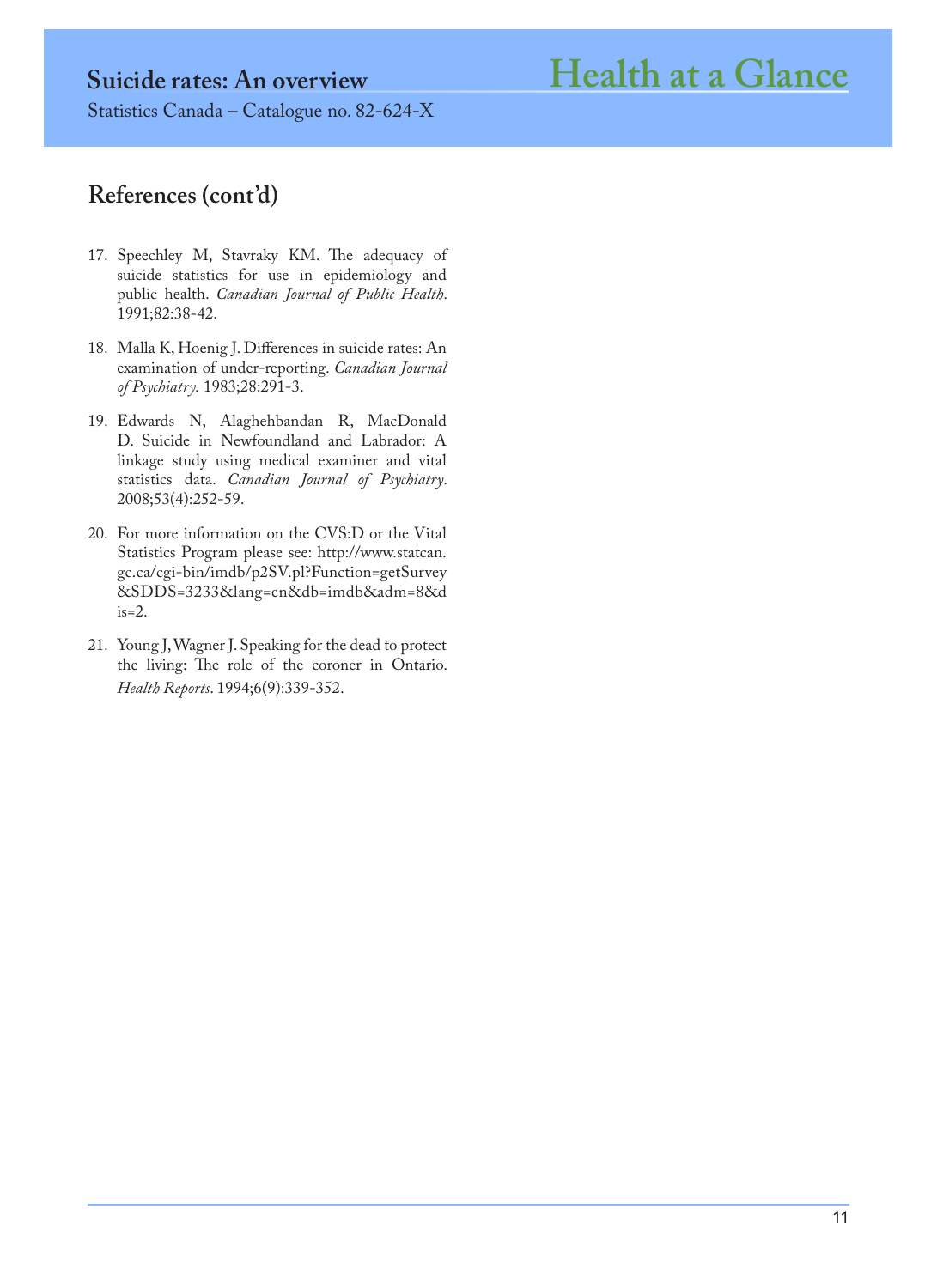## References (cont'd)

17. Speechley M, Stavraky KM. The adequacy of suicide statistics for use in epidemiology and public health. *Canadian Journal of Public Health*. 1991;82:38-42.

18. Malla K, Hoenig J. Differences in suicide rates: An examination of under-reporting. *Canadian Journal of Psychiatry.* 1983;28:291-3.

19. Edwards N, Alaghehbandan R, MacDonald D. Suicide in Newfoundland and Labrador: A linkage study using medical examiner and vital statistics data. *Canadian Journal of Psychiatry*. 2008;53(4):252-59.

20. For more information on the CVS:D or the Vital Statistics Program please see: http://www.statcan.gc.ca/cgi-bin/imdb/p2SV.pl?Function=getSurvey&SDDS=3233&lang=en&db=imdb&adm=8&dis=2.

21. Young J, Wagner J. Speaking for the dead to protect the living: The role of the coroner in Ontario. *Health Reports*. 1994;6(9):339-352.